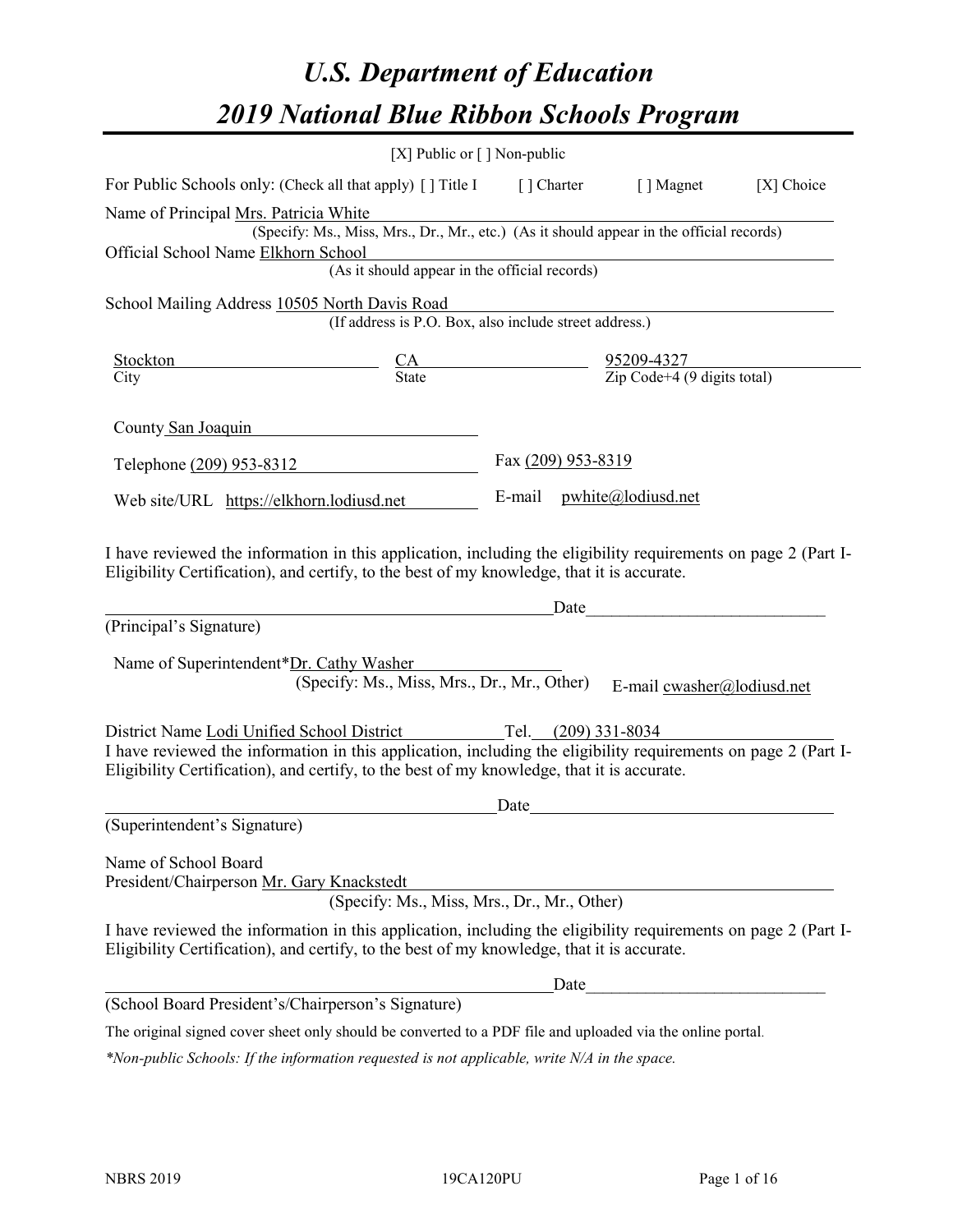# *U.S. Department of Education*

# *2019 National Blue Ribbon Schools Program*

[X] Public or [ ] Non-public

For Public Schools only: (Check all that apply) [ ] Title I [ ] Charter [ ] Magnet [X] Choice

Name of Principal Mrs. Patricia White
(Specify: Ms., Miss, Mrs., Dr., Mr., etc.) (As it should appear in the official records)

Official School Name Elkhorn School
(As it should appear in the official records)

School Mailing Address 10505 North Davis Road
(If address is P.O. Box, also include street address.)

| Stockton | CA | 95209-4327 |
|---|---|---|
| City | State | Zip Code+4 (9 digits total) |

County San Joaquin

Telephone (209) 953-8312 Fax (209) 953-8319

Web site/URL https://elkhorn.lodiusd.net E-mail pwhite@lodiusd.net

I have reviewed the information in this application, including the eligibility requirements on page 2 (Part I-Eligibility Certification), and certify, to the best of my knowledge, that it is accurate.

_______________________________________________Date___________________________

(Principal's Signature)

Name of Superintendent*Dr. Cathy Washer
(Specify: Ms., Miss, Mrs., Dr., Mr., Other) E-mail cwasher@lodiusd.net

District Name Lodi Unified School District Tel. (209) 331-8034

I have reviewed the information in this application, including the eligibility requirements on page 2 (Part I-Eligibility Certification), and certify, to the best of my knowledge, that it is accurate.

_______________________________________________Date___________________________

(Superintendent's Signature)

Name of School Board
President/Chairperson Mr. Gary Knackstedt
(Specify: Ms., Miss, Mrs., Dr., Mr., Other)

I have reviewed the information in this application, including the eligibility requirements on page 2 (Part I-Eligibility Certification), and certify, to the best of my knowledge, that it is accurate.

_______________________________________________Date___________________________

(School Board President's/Chairperson's Signature)

The original signed cover sheet only should be converted to a PDF file and uploaded via the online portal.

*\*Non-public Schools: If the information requested is not applicable, write N/A in the space.*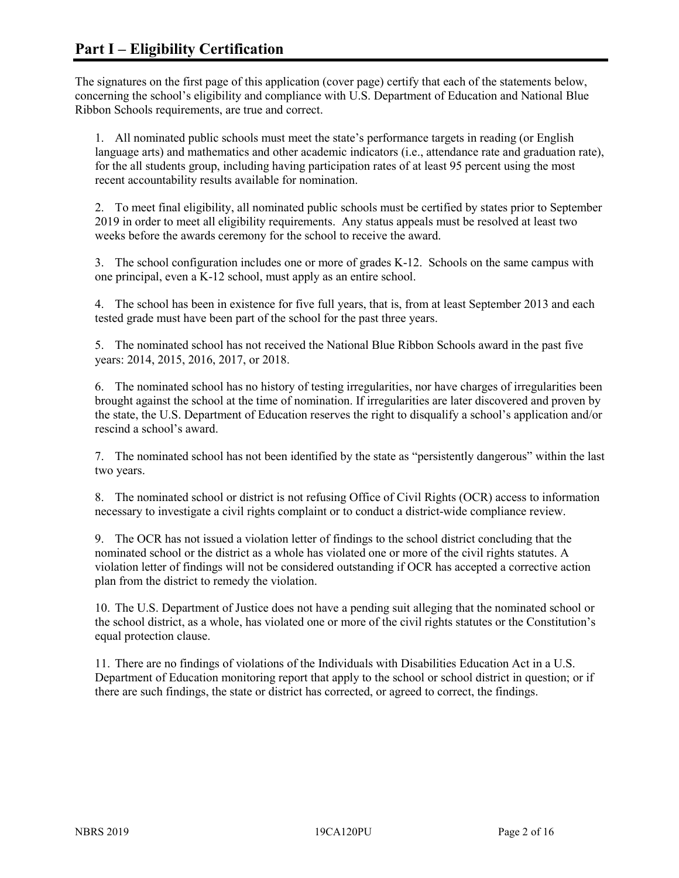# Part I – Eligibility Certification

The signatures on the first page of this application (cover page) certify that each of the statements below, concerning the school's eligibility and compliance with U.S. Department of Education and National Blue Ribbon Schools requirements, are true and correct.

1. All nominated public schools must meet the state's performance targets in reading (or English language arts) and mathematics and other academic indicators (i.e., attendance rate and graduation rate), for the all students group, including having participation rates of at least 95 percent using the most recent accountability results available for nomination.

2. To meet final eligibility, all nominated public schools must be certified by states prior to September 2019 in order to meet all eligibility requirements. Any status appeals must be resolved at least two weeks before the awards ceremony for the school to receive the award.

3. The school configuration includes one or more of grades K-12. Schools on the same campus with one principal, even a K-12 school, must apply as an entire school.

4. The school has been in existence for five full years, that is, from at least September 2013 and each tested grade must have been part of the school for the past three years.

5. The nominated school has not received the National Blue Ribbon Schools award in the past five years: 2014, 2015, 2016, 2017, or 2018.

6. The nominated school has no history of testing irregularities, nor have charges of irregularities been brought against the school at the time of nomination. If irregularities are later discovered and proven by the state, the U.S. Department of Education reserves the right to disqualify a school's application and/or rescind a school's award.

7. The nominated school has not been identified by the state as "persistently dangerous" within the last two years.

8. The nominated school or district is not refusing Office of Civil Rights (OCR) access to information necessary to investigate a civil rights complaint or to conduct a district-wide compliance review.

9. The OCR has not issued a violation letter of findings to the school district concluding that the nominated school or the district as a whole has violated one or more of the civil rights statutes. A violation letter of findings will not be considered outstanding if OCR has accepted a corrective action plan from the district to remedy the violation.

10. The U.S. Department of Justice does not have a pending suit alleging that the nominated school or the school district, as a whole, has violated one or more of the civil rights statutes or the Constitution's equal protection clause.

11. There are no findings of violations of the Individuals with Disabilities Education Act in a U.S. Department of Education monitoring report that apply to the school or school district in question; or if there are such findings, the state or district has corrected, or agreed to correct, the findings.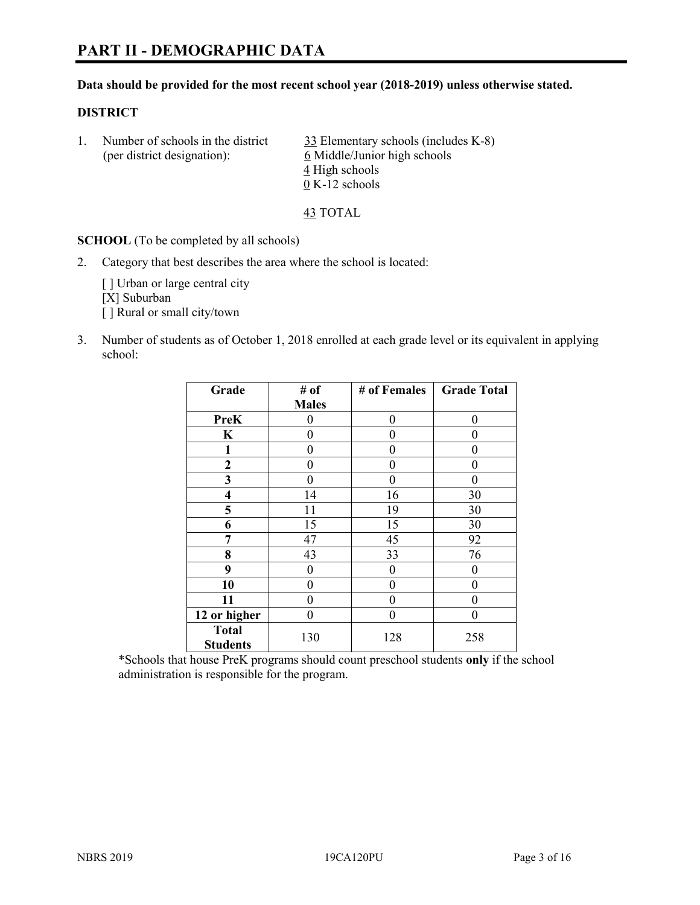# PART II - DEMOGRAPHIC DATA

**Data should be provided for the most recent school year (2018-2019) unless otherwise stated.**

**DISTRICT**

1. Number of schools in the district (per district designation):
   33 Elementary schools (includes K-8)
   6 Middle/Junior high schools
   4 High schools
   0 K-12 schools

   43 TOTAL

**SCHOOL** (To be completed by all schools)

2. Category that best describes the area where the school is located:

   [ ] Urban or large central city
   [X] Suburban
   [ ] Rural or small city/town

3. Number of students as of October 1, 2018 enrolled at each grade level or its equivalent in applying school:

| Grade | # of Males | # of Females | Grade Total |
|---|---|---|---|
| **PreK** | 0 | 0 | 0 |
| **K** | 0 | 0 | 0 |
| **1** | 0 | 0 | 0 |
| **2** | 0 | 0 | 0 |
| **3** | 0 | 0 | 0 |
| **4** | 14 | 16 | 30 |
| **5** | 11 | 19 | 30 |
| **6** | 15 | 15 | 30 |
| **7** | 47 | 45 | 92 |
| **8** | 43 | 33 | 76 |
| **9** | 0 | 0 | 0 |
| **10** | 0 | 0 | 0 |
| **11** | 0 | 0 | 0 |
| **12 or higher** | 0 | 0 | 0 |
| **Total Students** | 130 | 128 | 258 |

*Schools that house PreK programs should count preschool students **only** if the school administration is responsible for the program.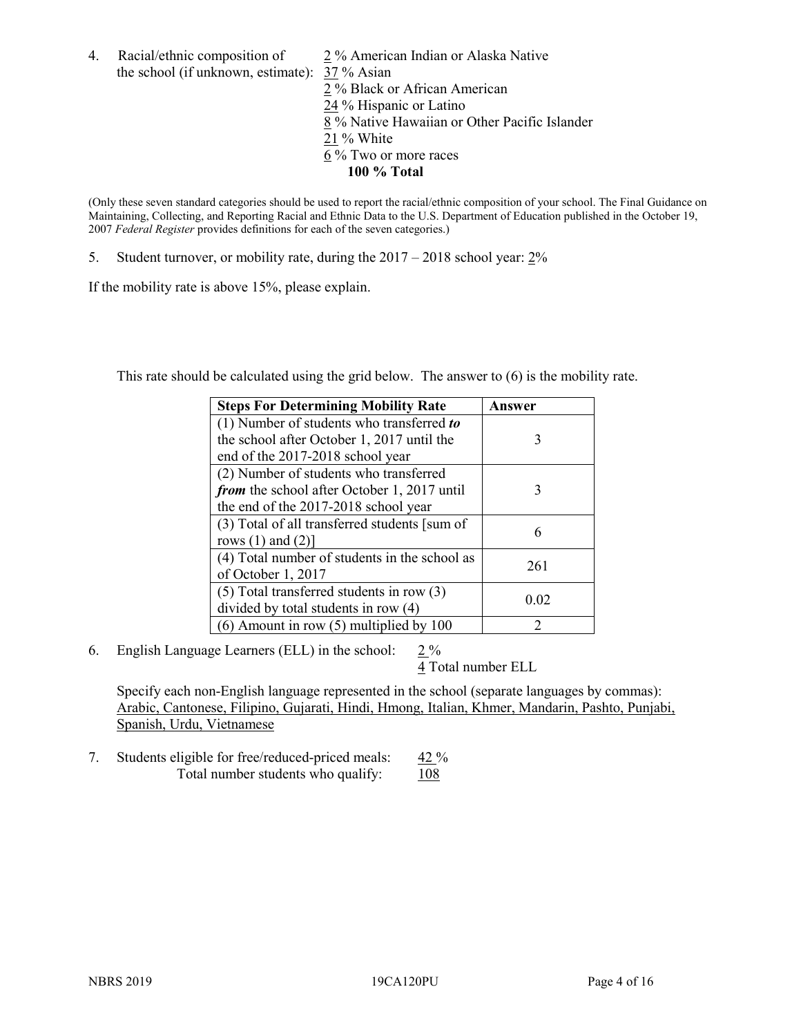4. Racial/ethnic composition of the school (if unknown, estimate):
   2 % American Indian or Alaska Native
   37 % Asian
   2 % Black or African American
   24 % Hispanic or Latino
   8 % Native Hawaiian or Other Pacific Islander
   21 % White
   6 % Two or more races
   **100 % Total**

(Only these seven standard categories should be used to report the racial/ethnic composition of your school. The Final Guidance on Maintaining, Collecting, and Reporting Racial and Ethnic Data to the U.S. Department of Education published in the October 19, 2007 *Federal Register* provides definitions for each of the seven categories.)

5. Student turnover, or mobility rate, during the 2017 – 2018 school year: 2%

If the mobility rate is above 15%, please explain.

This rate should be calculated using the grid below. The answer to (6) is the mobility rate.

| **Steps For Determining Mobility Rate** | **Answer** |
|---|---|
| (1) Number of students who transferred ***to*** the school after October 1, 2017 until the end of the 2017-2018 school year | 3 |
| (2) Number of students who transferred ***from*** the school after October 1, 2017 until the end of the 2017-2018 school year | 3 |
| (3) Total of all transferred students [sum of rows (1) and (2)] | 6 |
| (4) Total number of students in the school as of October 1, 2017 | 261 |
| (5) Total transferred students in row (3) divided by total students in row (4) | 0.02 |
| (6) Amount in row (5) multiplied by 100 | 2 |

6. English Language Learners (ELL) in the school: 2 %
   4 Total number ELL

   Specify each non-English language represented in the school (separate languages by commas): Arabic, Cantonese, Filipino, Gujarati, Hindi, Hmong, Italian, Khmer, Mandarin, Pashto, Punjabi, Spanish, Urdu, Vietnamese

7. Students eligible for free/reduced-priced meals: 42 %
   Total number students who qualify: 108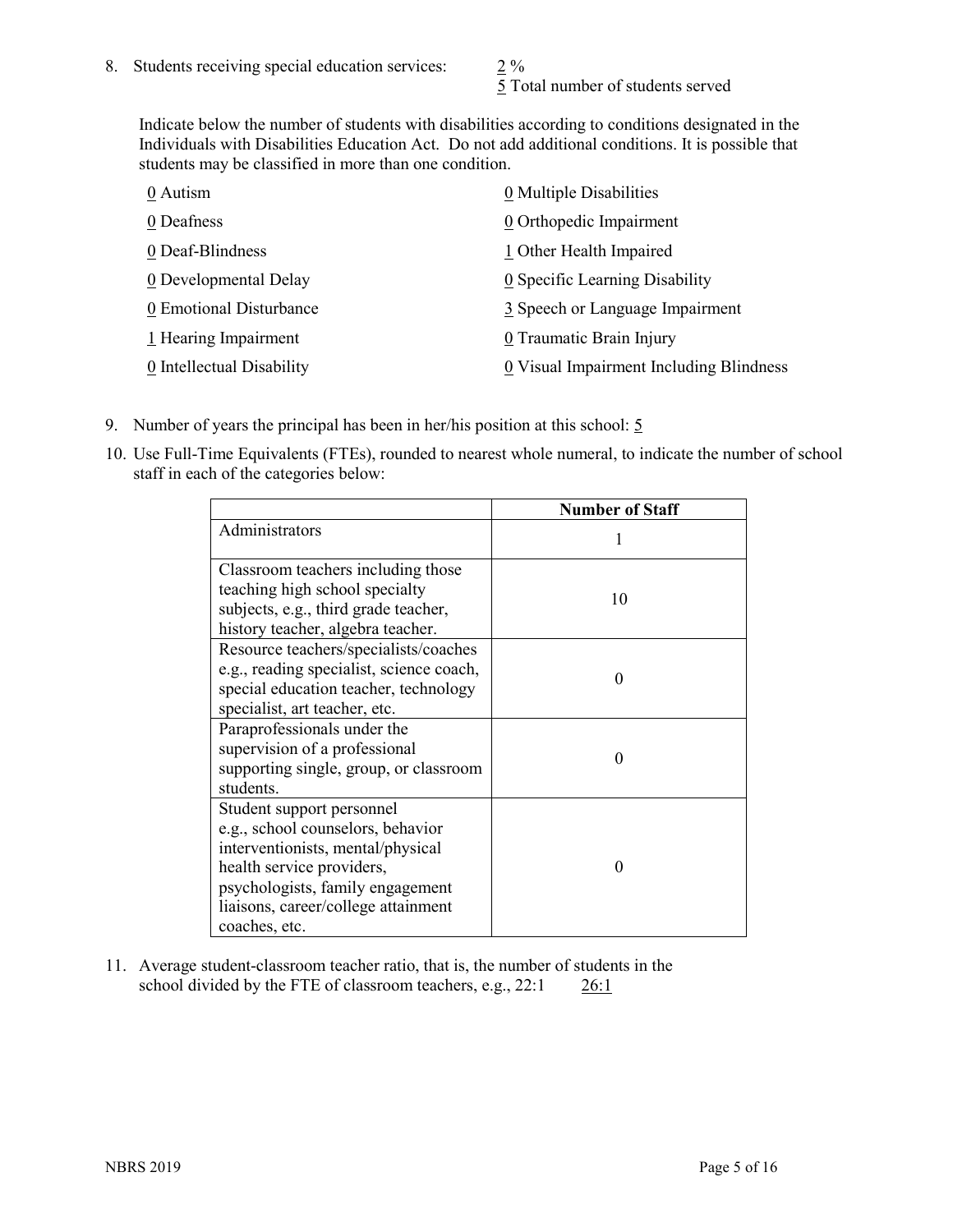8. Students receiving special education services: 2 %
   5 Total number of students served

   Indicate below the number of students with disabilities according to conditions designated in the Individuals with Disabilities Education Act. Do not add additional conditions. It is possible that students may be classified in more than one condition.

   0 Autism
   0 Deafness
   0 Deaf-Blindness
   0 Developmental Delay
   0 Emotional Disturbance
   1 Hearing Impairment
   0 Intellectual Disability
   0 Multiple Disabilities
   0 Orthopedic Impairment
   1 Other Health Impaired
   0 Specific Learning Disability
   3 Speech or Language Impairment
   0 Traumatic Brain Injury
   0 Visual Impairment Including Blindness

9. Number of years the principal has been in her/his position at this school: 5

10. Use Full-Time Equivalents (FTEs), rounded to nearest whole numeral, to indicate the number of school staff in each of the categories below:

|  | Number of Staff |
|---|---|
| Administrators | 1 |
| Classroom teachers including those teaching high school specialty subjects, e.g., third grade teacher, history teacher, algebra teacher. | 10 |
| Resource teachers/specialists/coaches e.g., reading specialist, science coach, special education teacher, technology specialist, art teacher, etc. | 0 |
| Paraprofessionals under the supervision of a professional supporting single, group, or classroom students. | 0 |
| Student support personnel e.g., school counselors, behavior interventionists, mental/physical health service providers, psychologists, family engagement liaisons, career/college attainment coaches, etc. | 0 |

11. Average student-classroom teacher ratio, that is, the number of students in the school divided by the FTE of classroom teachers, e.g., 22:1 26:1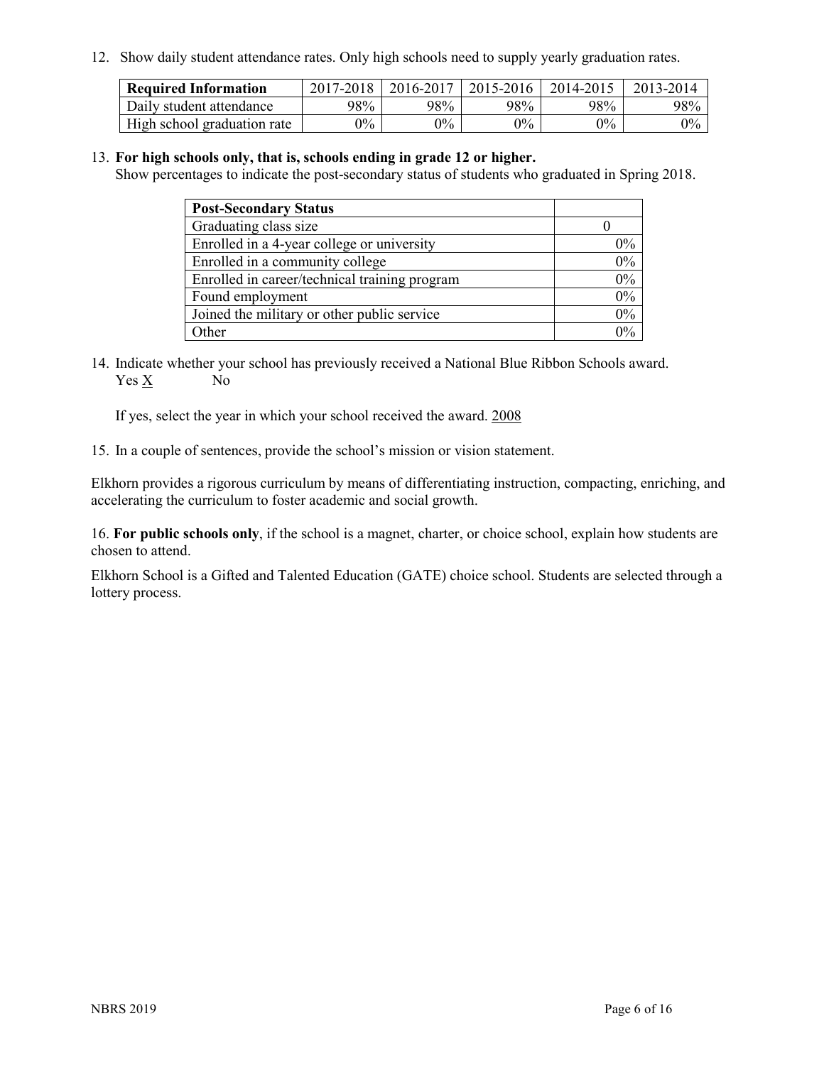12. Show daily student attendance rates. Only high schools need to supply yearly graduation rates.

| Required Information | 2017-2018 | 2016-2017 | 2015-2016 | 2014-2015 | 2013-2014 |
|---|---|---|---|---|---|
| Daily student attendance | 98% | 98% | 98% | 98% | 98% |
| High school graduation rate | 0% | 0% | 0% | 0% | 0% |

13. **For high schools only, that is, schools ending in grade 12 or higher.**
Show percentages to indicate the post-secondary status of students who graduated in Spring 2018.

| Post-Secondary Status | |
|---|---|
| Graduating class size | 0 |
| Enrolled in a 4-year college or university | 0% |
| Enrolled in a community college | 0% |
| Enrolled in career/technical training program | 0% |
| Found employment | 0% |
| Joined the military or other public service | 0% |
| Other | 0% |

14. Indicate whether your school has previously received a National Blue Ribbon Schools award.
Yes X No

If yes, select the year in which your school received the award. 2008

15. In a couple of sentences, provide the school's mission or vision statement.

Elkhorn provides a rigorous curriculum by means of differentiating instruction, compacting, enriching, and accelerating the curriculum to foster academic and social growth.

16. **For public schools only**, if the school is a magnet, charter, or choice school, explain how students are chosen to attend.

Elkhorn School is a Gifted and Talented Education (GATE) choice school. Students are selected through a lottery process.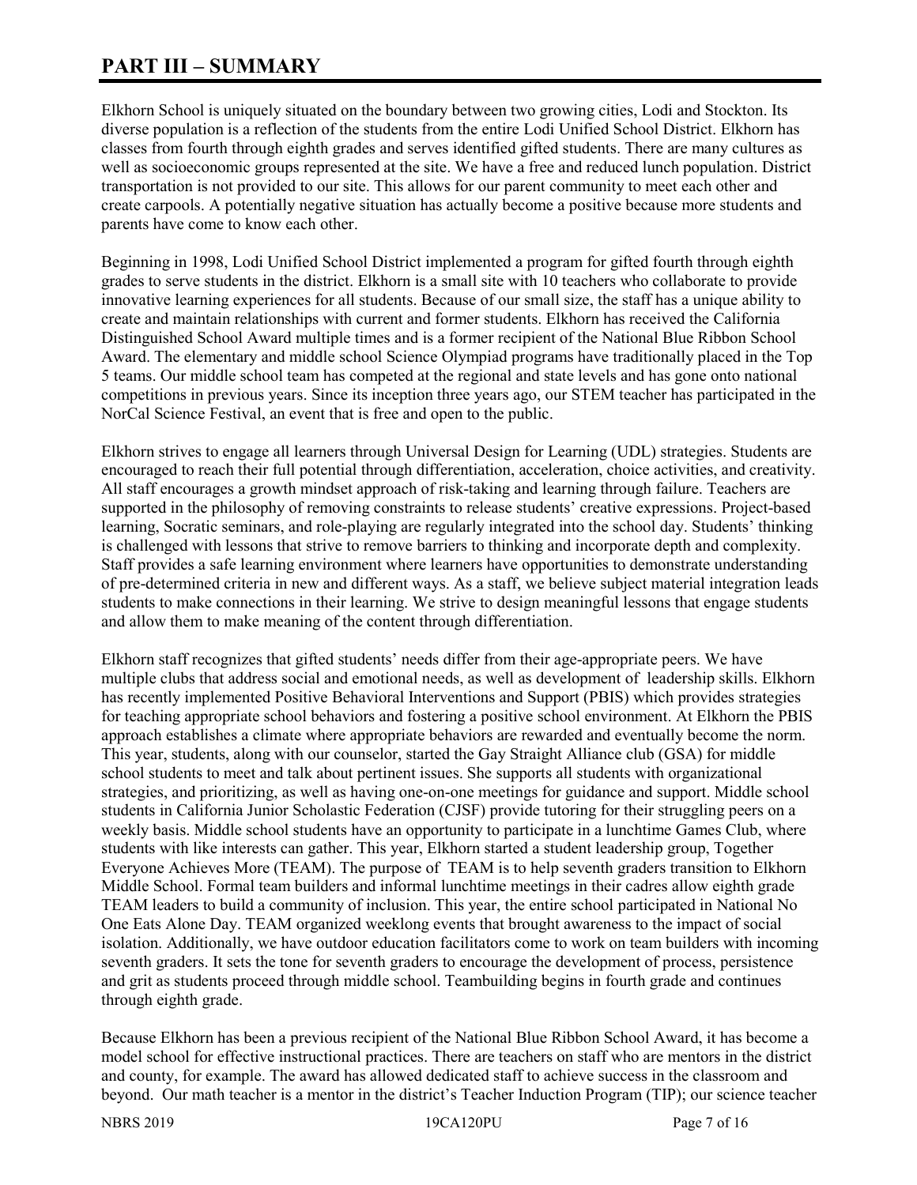# PART III – SUMMARY

Elkhorn School is uniquely situated on the boundary between two growing cities, Lodi and Stockton. Its diverse population is a reflection of the students from the entire Lodi Unified School District. Elkhorn has classes from fourth through eighth grades and serves identified gifted students. There are many cultures as well as socioeconomic groups represented at the site. We have a free and reduced lunch population. District transportation is not provided to our site. This allows for our parent community to meet each other and create carpools. A potentially negative situation has actually become a positive because more students and parents have come to know each other.

Beginning in 1998, Lodi Unified School District implemented a program for gifted fourth through eighth grades to serve students in the district. Elkhorn is a small site with 10 teachers who collaborate to provide innovative learning experiences for all students. Because of our small size, the staff has a unique ability to create and maintain relationships with current and former students. Elkhorn has received the California Distinguished School Award multiple times and is a former recipient of the National Blue Ribbon School Award. The elementary and middle school Science Olympiad programs have traditionally placed in the Top 5 teams. Our middle school team has competed at the regional and state levels and has gone onto national competitions in previous years. Since its inception three years ago, our STEM teacher has participated in the NorCal Science Festival, an event that is free and open to the public.

Elkhorn strives to engage all learners through Universal Design for Learning (UDL) strategies. Students are encouraged to reach their full potential through differentiation, acceleration, choice activities, and creativity. All staff encourages a growth mindset approach of risk-taking and learning through failure. Teachers are supported in the philosophy of removing constraints to release students' creative expressions. Project-based learning, Socratic seminars, and role-playing are regularly integrated into the school day. Students' thinking is challenged with lessons that strive to remove barriers to thinking and incorporate depth and complexity. Staff provides a safe learning environment where learners have opportunities to demonstrate understanding of pre-determined criteria in new and different ways. As a staff, we believe subject material integration leads students to make connections in their learning. We strive to design meaningful lessons that engage students and allow them to make meaning of the content through differentiation.

Elkhorn staff recognizes that gifted students' needs differ from their age-appropriate peers. We have multiple clubs that address social and emotional needs, as well as development of leadership skills. Elkhorn has recently implemented Positive Behavioral Interventions and Support (PBIS) which provides strategies for teaching appropriate school behaviors and fostering a positive school environment. At Elkhorn the PBIS approach establishes a climate where appropriate behaviors are rewarded and eventually become the norm. This year, students, along with our counselor, started the Gay Straight Alliance club (GSA) for middle school students to meet and talk about pertinent issues. She supports all students with organizational strategies, and prioritizing, as well as having one-on-one meetings for guidance and support. Middle school students in California Junior Scholastic Federation (CJSF) provide tutoring for their struggling peers on a weekly basis. Middle school students have an opportunity to participate in a lunchtime Games Club, where students with like interests can gather. This year, Elkhorn started a student leadership group, Together Everyone Achieves More (TEAM). The purpose of TEAM is to help seventh graders transition to Elkhorn Middle School. Formal team builders and informal lunchtime meetings in their cadres allow eighth grade TEAM leaders to build a community of inclusion. This year, the entire school participated in National No One Eats Alone Day. TEAM organized weeklong events that brought awareness to the impact of social isolation. Additionally, we have outdoor education facilitators come to work on team builders with incoming seventh graders. It sets the tone for seventh graders to encourage the development of process, persistence and grit as students proceed through middle school. Teambuilding begins in fourth grade and continues through eighth grade.

Because Elkhorn has been a previous recipient of the National Blue Ribbon School Award, it has become a model school for effective instructional practices. There are teachers on staff who are mentors in the district and county, for example. The award has allowed dedicated staff to achieve success in the classroom and beyond. Our math teacher is a mentor in the district's Teacher Induction Program (TIP); our science teacher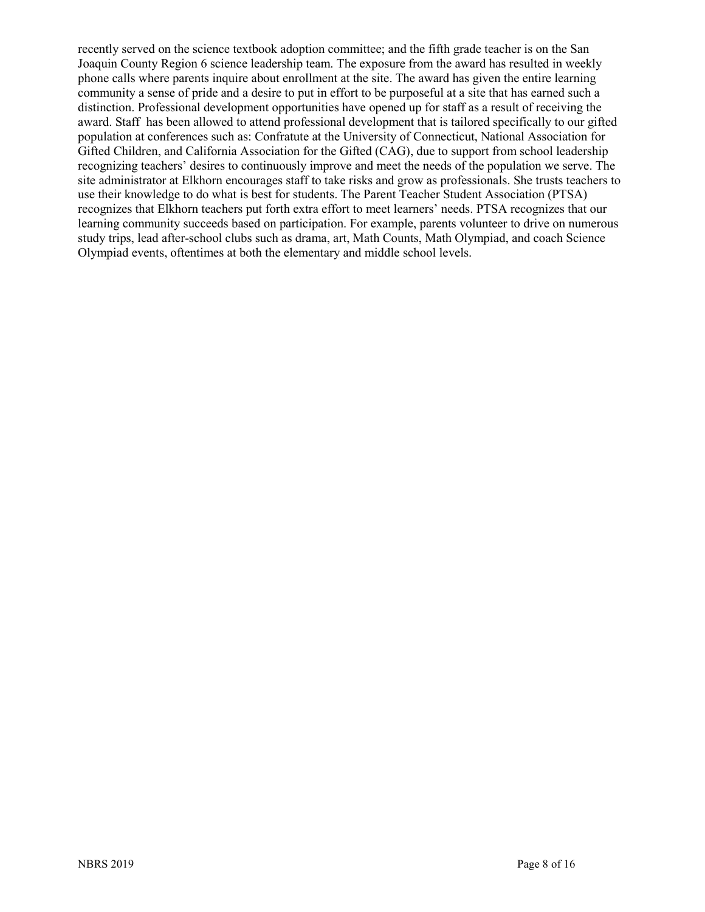recently served on the science textbook adoption committee; and the fifth grade teacher is on the San Joaquin County Region 6 science leadership team. The exposure from the award has resulted in weekly phone calls where parents inquire about enrollment at the site. The award has given the entire learning community a sense of pride and a desire to put in effort to be purposeful at a site that has earned such a distinction. Professional development opportunities have opened up for staff as a result of receiving the award. Staff has been allowed to attend professional development that is tailored specifically to our gifted population at conferences such as: Confratute at the University of Connecticut, National Association for Gifted Children, and California Association for the Gifted (CAG), due to support from school leadership recognizing teachers' desires to continuously improve and meet the needs of the population we serve. The site administrator at Elkhorn encourages staff to take risks and grow as professionals. She trusts teachers to use their knowledge to do what is best for students. The Parent Teacher Student Association (PTSA) recognizes that Elkhorn teachers put forth extra effort to meet learners' needs. PTSA recognizes that our learning community succeeds based on participation. For example, parents volunteer to drive on numerous study trips, lead after-school clubs such as drama, art, Math Counts, Math Olympiad, and coach Science Olympiad events, oftentimes at both the elementary and middle school levels.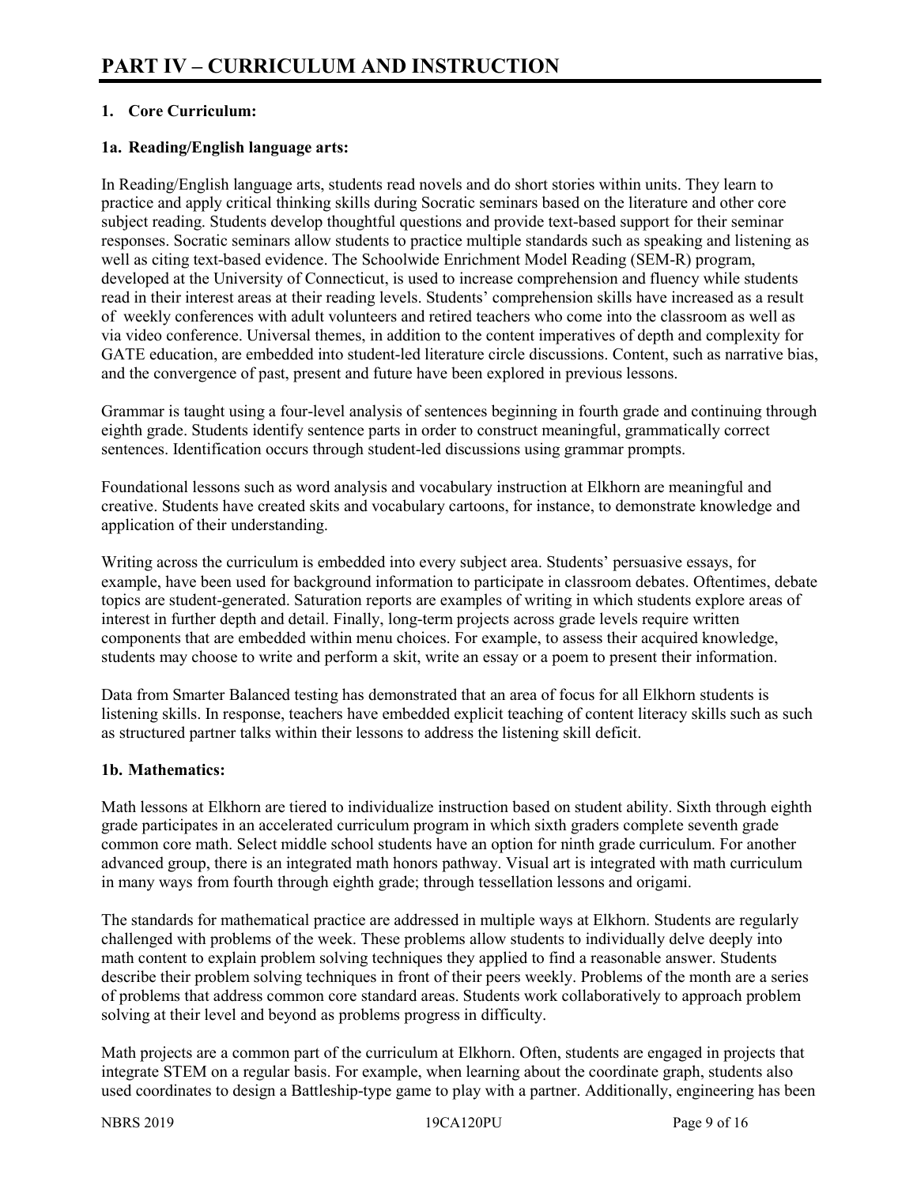# PART IV – CURRICULUM AND INSTRUCTION

**1. Core Curriculum:**

**1a. Reading/English language arts:**

In Reading/English language arts, students read novels and do short stories within units. They learn to practice and apply critical thinking skills during Socratic seminars based on the literature and other core subject reading. Students develop thoughtful questions and provide text-based support for their seminar responses. Socratic seminars allow students to practice multiple standards such as speaking and listening as well as citing text-based evidence. The Schoolwide Enrichment Model Reading (SEM-R) program, developed at the University of Connecticut, is used to increase comprehension and fluency while students read in their interest areas at their reading levels. Students' comprehension skills have increased as a result of weekly conferences with adult volunteers and retired teachers who come into the classroom as well as via video conference. Universal themes, in addition to the content imperatives of depth and complexity for GATE education, are embedded into student-led literature circle discussions. Content, such as narrative bias, and the convergence of past, present and future have been explored in previous lessons.

Grammar is taught using a four-level analysis of sentences beginning in fourth grade and continuing through eighth grade. Students identify sentence parts in order to construct meaningful, grammatically correct sentences. Identification occurs through student-led discussions using grammar prompts.

Foundational lessons such as word analysis and vocabulary instruction at Elkhorn are meaningful and creative. Students have created skits and vocabulary cartoons, for instance, to demonstrate knowledge and application of their understanding.

Writing across the curriculum is embedded into every subject area. Students' persuasive essays, for example, have been used for background information to participate in classroom debates. Oftentimes, debate topics are student-generated. Saturation reports are examples of writing in which students explore areas of interest in further depth and detail. Finally, long-term projects across grade levels require written components that are embedded within menu choices. For example, to assess their acquired knowledge, students may choose to write and perform a skit, write an essay or a poem to present their information.

Data from Smarter Balanced testing has demonstrated that an area of focus for all Elkhorn students is listening skills. In response, teachers have embedded explicit teaching of content literacy skills such as such as structured partner talks within their lessons to address the listening skill deficit.

**1b. Mathematics:**

Math lessons at Elkhorn are tiered to individualize instruction based on student ability. Sixth through eighth grade participates in an accelerated curriculum program in which sixth graders complete seventh grade common core math. Select middle school students have an option for ninth grade curriculum. For another advanced group, there is an integrated math honors pathway. Visual art is integrated with math curriculum in many ways from fourth through eighth grade; through tessellation lessons and origami.

The standards for mathematical practice are addressed in multiple ways at Elkhorn. Students are regularly challenged with problems of the week. These problems allow students to individually delve deeply into math content to explain problem solving techniques they applied to find a reasonable answer. Students describe their problem solving techniques in front of their peers weekly. Problems of the month are a series of problems that address common core standard areas. Students work collaboratively to approach problem solving at their level and beyond as problems progress in difficulty.

Math projects are a common part of the curriculum at Elkhorn. Often, students are engaged in projects that integrate STEM on a regular basis. For example, when learning about the coordinate graph, students also used coordinates to design a Battleship-type game to play with a partner. Additionally, engineering has been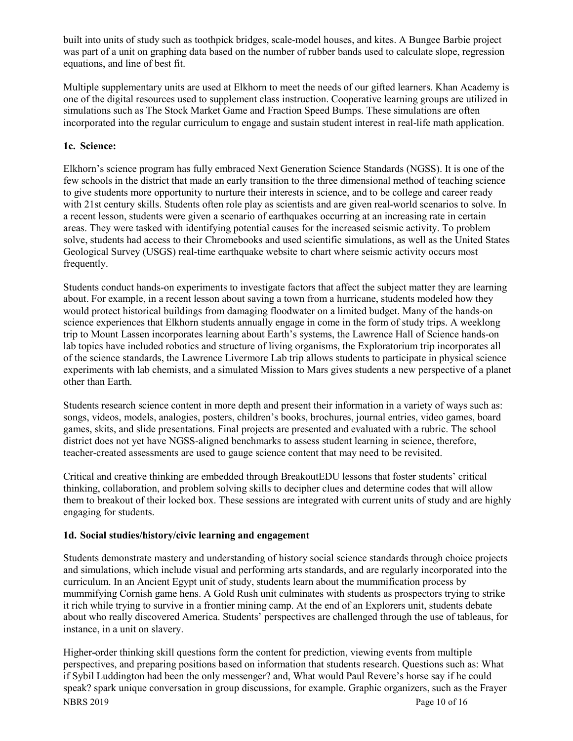built into units of study such as toothpick bridges, scale-model houses, and kites. A Bungee Barbie project was part of a unit on graphing data based on the number of rubber bands used to calculate slope, regression equations, and line of best fit.

Multiple supplementary units are used at Elkhorn to meet the needs of our gifted learners. Khan Academy is one of the digital resources used to supplement class instruction. Cooperative learning groups are utilized in simulations such as The Stock Market Game and Fraction Speed Bumps. These simulations are often incorporated into the regular curriculum to engage and sustain student interest in real-life math application.

### 1c. Science:

Elkhorn's science program has fully embraced Next Generation Science Standards (NGSS). It is one of the few schools in the district that made an early transition to the three dimensional method of teaching science to give students more opportunity to nurture their interests in science, and to be college and career ready with 21st century skills. Students often role play as scientists and are given real-world scenarios to solve. In a recent lesson, students were given a scenario of earthquakes occurring at an increasing rate in certain areas. They were tasked with identifying potential causes for the increased seismic activity. To problem solve, students had access to their Chromebooks and used scientific simulations, as well as the United States Geological Survey (USGS) real-time earthquake website to chart where seismic activity occurs most frequently.

Students conduct hands-on experiments to investigate factors that affect the subject matter they are learning about. For example, in a recent lesson about saving a town from a hurricane, students modeled how they would protect historical buildings from damaging floodwater on a limited budget. Many of the hands-on science experiences that Elkhorn students annually engage in come in the form of study trips. A weeklong trip to Mount Lassen incorporates learning about Earth's systems, the Lawrence Hall of Science hands-on lab topics have included robotics and structure of living organisms, the Exploratorium trip incorporates all of the science standards, the Lawrence Livermore Lab trip allows students to participate in physical science experiments with lab chemists, and a simulated Mission to Mars gives students a new perspective of a planet other than Earth.

Students research science content in more depth and present their information in a variety of ways such as: songs, videos, models, analogies, posters, children's books, brochures, journal entries, video games, board games, skits, and slide presentations. Final projects are presented and evaluated with a rubric. The school district does not yet have NGSS-aligned benchmarks to assess student learning in science, therefore, teacher-created assessments are used to gauge science content that may need to be revisited.

Critical and creative thinking are embedded through BreakoutEDU lessons that foster students' critical thinking, collaboration, and problem solving skills to decipher clues and determine codes that will allow them to breakout of their locked box. These sessions are integrated with current units of study and are highly engaging for students.

### 1d. Social studies/history/civic learning and engagement

Students demonstrate mastery and understanding of history social science standards through choice projects and simulations, which include visual and performing arts standards, and are regularly incorporated into the curriculum. In an Ancient Egypt unit of study, students learn about the mummification process by mummifying Cornish game hens. A Gold Rush unit culminates with students as prospectors trying to strike it rich while trying to survive in a frontier mining camp. At the end of an Explorers unit, students debate about who really discovered America. Students' perspectives are challenged through the use of tableaus, for instance, in a unit on slavery.

Higher-order thinking skill questions form the content for prediction, viewing events from multiple perspectives, and preparing positions based on information that students research. Questions such as: What if Sybil Luddington had been the only messenger? and, What would Paul Revere's horse say if he could speak? spark unique conversation in group discussions, for example. Graphic organizers, such as the Frayer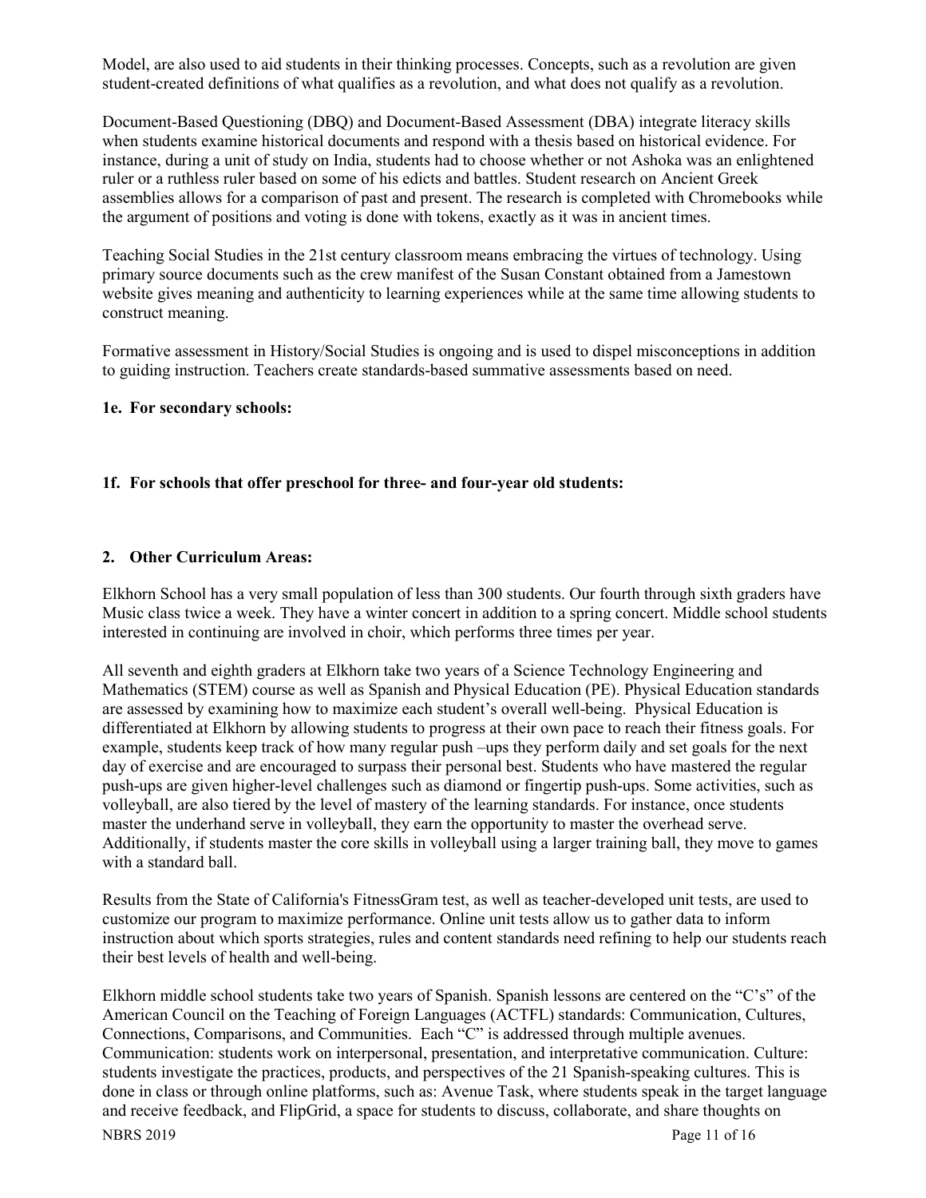Model, are also used to aid students in their thinking processes. Concepts, such as a revolution are given student-created definitions of what qualifies as a revolution, and what does not qualify as a revolution.

Document-Based Questioning (DBQ) and Document-Based Assessment (DBA) integrate literacy skills when students examine historical documents and respond with a thesis based on historical evidence. For instance, during a unit of study on India, students had to choose whether or not Ashoka was an enlightened ruler or a ruthless ruler based on some of his edicts and battles. Student research on Ancient Greek assemblies allows for a comparison of past and present. The research is completed with Chromebooks while the argument of positions and voting is done with tokens, exactly as it was in ancient times.

Teaching Social Studies in the 21st century classroom means embracing the virtues of technology. Using primary source documents such as the crew manifest of the Susan Constant obtained from a Jamestown website gives meaning and authenticity to learning experiences while at the same time allowing students to construct meaning.

Formative assessment in History/Social Studies is ongoing and is used to dispel misconceptions in addition to guiding instruction. Teachers create standards-based summative assessments based on need.

**1e. For secondary schools:**

**1f. For schools that offer preschool for three- and four-year old students:**

**2. Other Curriculum Areas:**

Elkhorn School has a very small population of less than 300 students. Our fourth through sixth graders have Music class twice a week. They have a winter concert in addition to a spring concert. Middle school students interested in continuing are involved in choir, which performs three times per year.

All seventh and eighth graders at Elkhorn take two years of a Science Technology Engineering and Mathematics (STEM) course as well as Spanish and Physical Education (PE). Physical Education standards are assessed by examining how to maximize each student's overall well-being. Physical Education is differentiated at Elkhorn by allowing students to progress at their own pace to reach their fitness goals. For example, students keep track of how many regular push –ups they perform daily and set goals for the next day of exercise and are encouraged to surpass their personal best. Students who have mastered the regular push-ups are given higher-level challenges such as diamond or fingertip push-ups. Some activities, such as volleyball, are also tiered by the level of mastery of the learning standards. For instance, once students master the underhand serve in volleyball, they earn the opportunity to master the overhead serve. Additionally, if students master the core skills in volleyball using a larger training ball, they move to games with a standard ball.

Results from the State of California's FitnessGram test, as well as teacher-developed unit tests, are used to customize our program to maximize performance. Online unit tests allow us to gather data to inform instruction about which sports strategies, rules and content standards need refining to help our students reach their best levels of health and well-being.

Elkhorn middle school students take two years of Spanish. Spanish lessons are centered on the "C's" of the American Council on the Teaching of Foreign Languages (ACTFL) standards: Communication, Cultures, Connections, Comparisons, and Communities. Each "C" is addressed through multiple avenues. Communication: students work on interpersonal, presentation, and interpretative communication. Culture: students investigate the practices, products, and perspectives of the 21 Spanish-speaking cultures. This is done in class or through online platforms, such as: Avenue Task, where students speak in the target language and receive feedback, and FlipGrid, a space for students to discuss, collaborate, and share thoughts on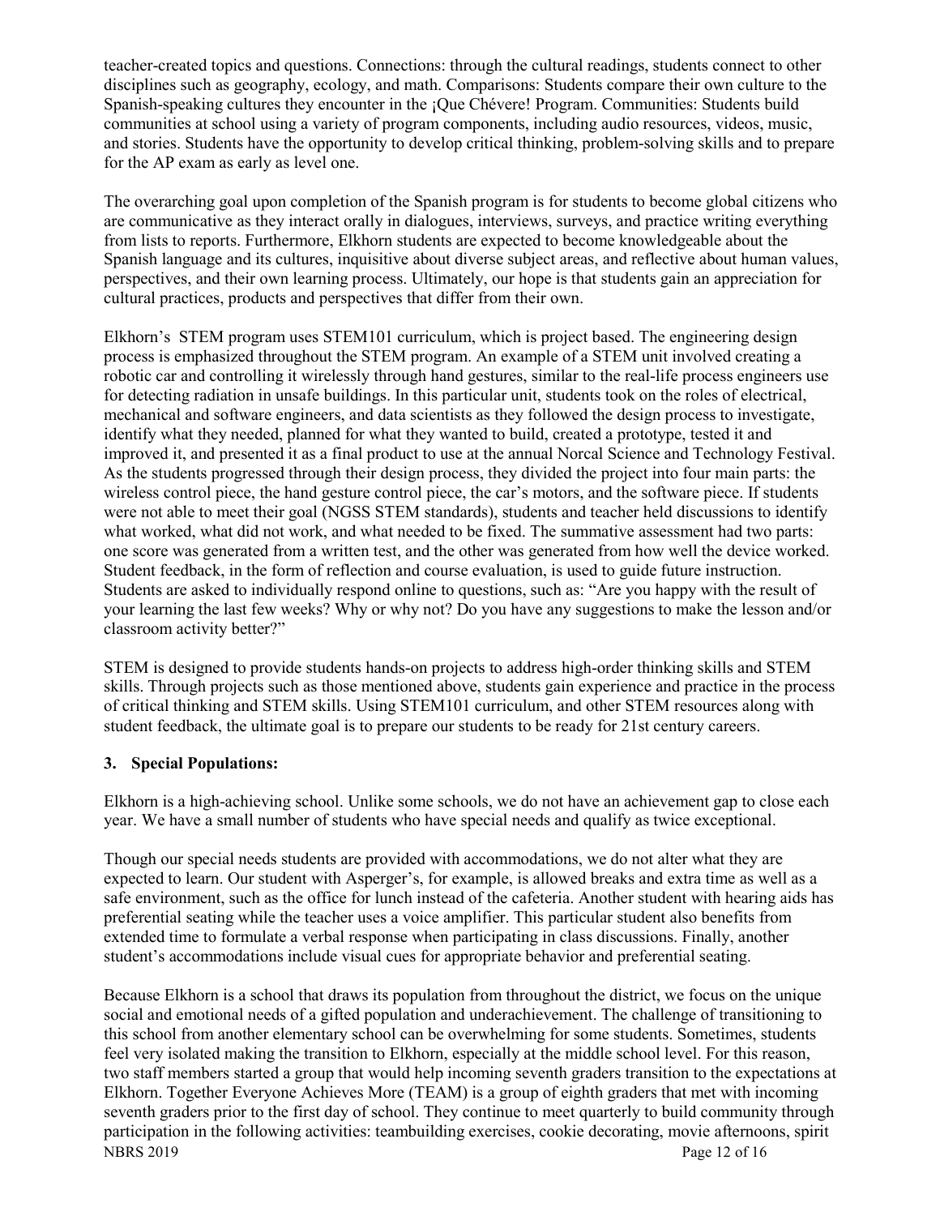teacher-created topics and questions. Connections: through the cultural readings, students connect to other disciplines such as geography, ecology, and math. Comparisons: Students compare their own culture to the Spanish-speaking cultures they encounter in the ¡Que Chévere! Program. Communities: Students build communities at school using a variety of program components, including audio resources, videos, music, and stories. Students have the opportunity to develop critical thinking, problem-solving skills and to prepare for the AP exam as early as level one.

The overarching goal upon completion of the Spanish program is for students to become global citizens who are communicative as they interact orally in dialogues, interviews, surveys, and practice writing everything from lists to reports. Furthermore, Elkhorn students are expected to become knowledgeable about the Spanish language and its cultures, inquisitive about diverse subject areas, and reflective about human values, perspectives, and their own learning process. Ultimately, our hope is that students gain an appreciation for cultural practices, products and perspectives that differ from their own.

Elkhorn's STEM program uses STEM101 curriculum, which is project based. The engineering design process is emphasized throughout the STEM program. An example of a STEM unit involved creating a robotic car and controlling it wirelessly through hand gestures, similar to the real-life process engineers use for detecting radiation in unsafe buildings. In this particular unit, students took on the roles of electrical, mechanical and software engineers, and data scientists as they followed the design process to investigate, identify what they needed, planned for what they wanted to build, created a prototype, tested it and improved it, and presented it as a final product to use at the annual Norcal Science and Technology Festival. As the students progressed through their design process, they divided the project into four main parts: the wireless control piece, the hand gesture control piece, the car's motors, and the software piece. If students were not able to meet their goal (NGSS STEM standards), students and teacher held discussions to identify what worked, what did not work, and what needed to be fixed. The summative assessment had two parts: one score was generated from a written test, and the other was generated from how well the device worked. Student feedback, in the form of reflection and course evaluation, is used to guide future instruction. Students are asked to individually respond online to questions, such as: "Are you happy with the result of your learning the last few weeks? Why or why not? Do you have any suggestions to make the lesson and/or classroom activity better?"

STEM is designed to provide students hands-on projects to address high-order thinking skills and STEM skills. Through projects such as those mentioned above, students gain experience and practice in the process of critical thinking and STEM skills. Using STEM101 curriculum, and other STEM resources along with student feedback, the ultimate goal is to prepare our students to be ready for 21st century careers.

**3. Special Populations:**

Elkhorn is a high-achieving school. Unlike some schools, we do not have an achievement gap to close each year. We have a small number of students who have special needs and qualify as twice exceptional.

Though our special needs students are provided with accommodations, we do not alter what they are expected to learn. Our student with Asperger's, for example, is allowed breaks and extra time as well as a safe environment, such as the office for lunch instead of the cafeteria. Another student with hearing aids has preferential seating while the teacher uses a voice amplifier. This particular student also benefits from extended time to formulate a verbal response when participating in class discussions. Finally, another student's accommodations include visual cues for appropriate behavior and preferential seating.

Because Elkhorn is a school that draws its population from throughout the district, we focus on the unique social and emotional needs of a gifted population and underachievement. The challenge of transitioning to this school from another elementary school can be overwhelming for some students. Sometimes, students feel very isolated making the transition to Elkhorn, especially at the middle school level. For this reason, two staff members started a group that would help incoming seventh graders transition to the expectations at Elkhorn. Together Everyone Achieves More (TEAM) is a group of eighth graders that met with incoming seventh graders prior to the first day of school. They continue to meet quarterly to build community through participation in the following activities: teambuilding exercises, cookie decorating, movie afternoons, spirit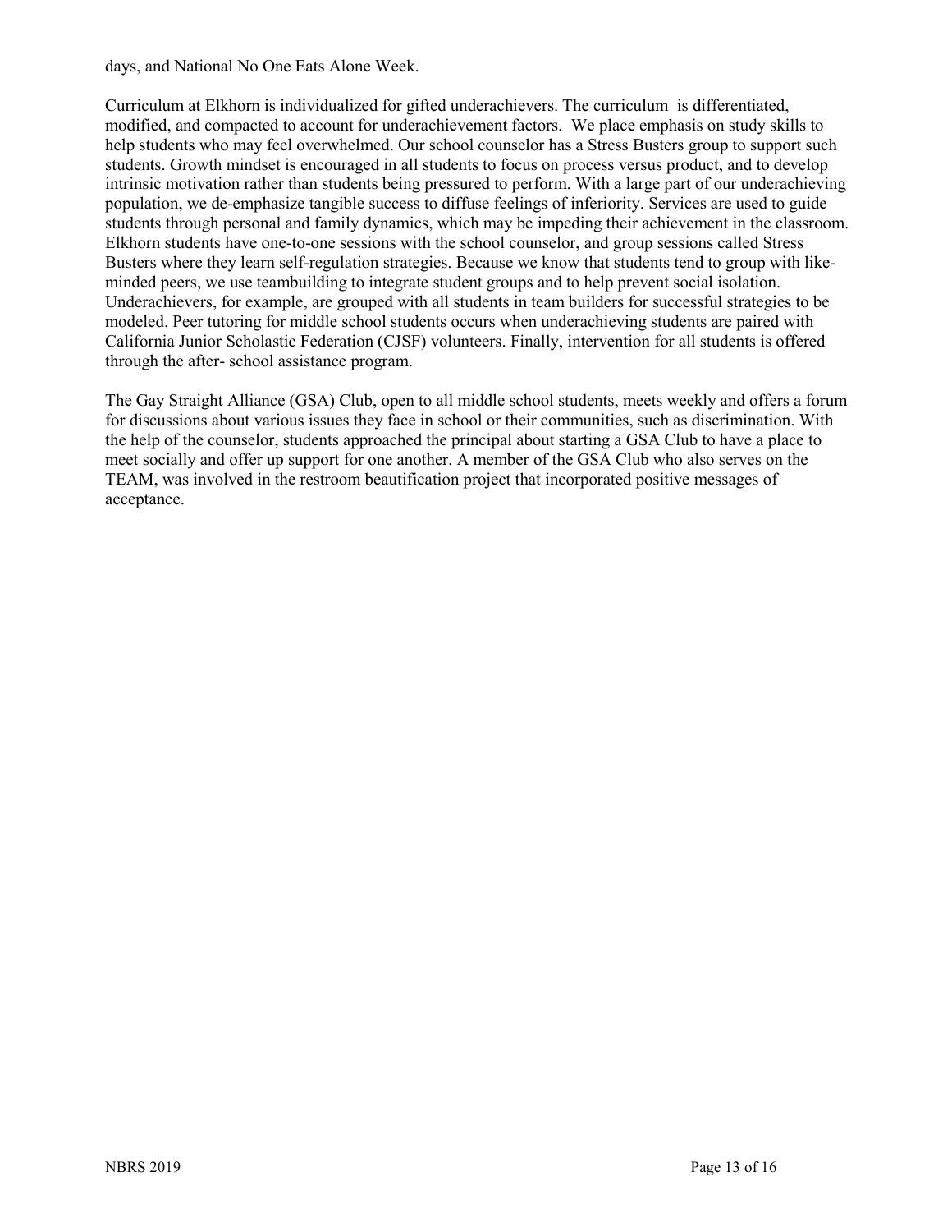days, and National No One Eats Alone Week.

Curriculum at Elkhorn is individualized for gifted underachievers. The curriculum is differentiated, modified, and compacted to account for underachievement factors. We place emphasis on study skills to help students who may feel overwhelmed. Our school counselor has a Stress Busters group to support such students. Growth mindset is encouraged in all students to focus on process versus product, and to develop intrinsic motivation rather than students being pressured to perform. With a large part of our underachieving population, we de-emphasize tangible success to diffuse feelings of inferiority. Services are used to guide students through personal and family dynamics, which may be impeding their achievement in the classroom. Elkhorn students have one-to-one sessions with the school counselor, and group sessions called Stress Busters where they learn self-regulation strategies. Because we know that students tend to group with like-minded peers, we use teambuilding to integrate student groups and to help prevent social isolation. Underachievers, for example, are grouped with all students in team builders for successful strategies to be modeled. Peer tutoring for middle school students occurs when underachieving students are paired with California Junior Scholastic Federation (CJSF) volunteers. Finally, intervention for all students is offered through the after- school assistance program.

The Gay Straight Alliance (GSA) Club, open to all middle school students, meets weekly and offers a forum for discussions about various issues they face in school or their communities, such as discrimination. With the help of the counselor, students approached the principal about starting a GSA Club to have a place to meet socially and offer up support for one another. A member of the GSA Club who also serves on the TEAM, was involved in the restroom beautification project that incorporated positive messages of acceptance.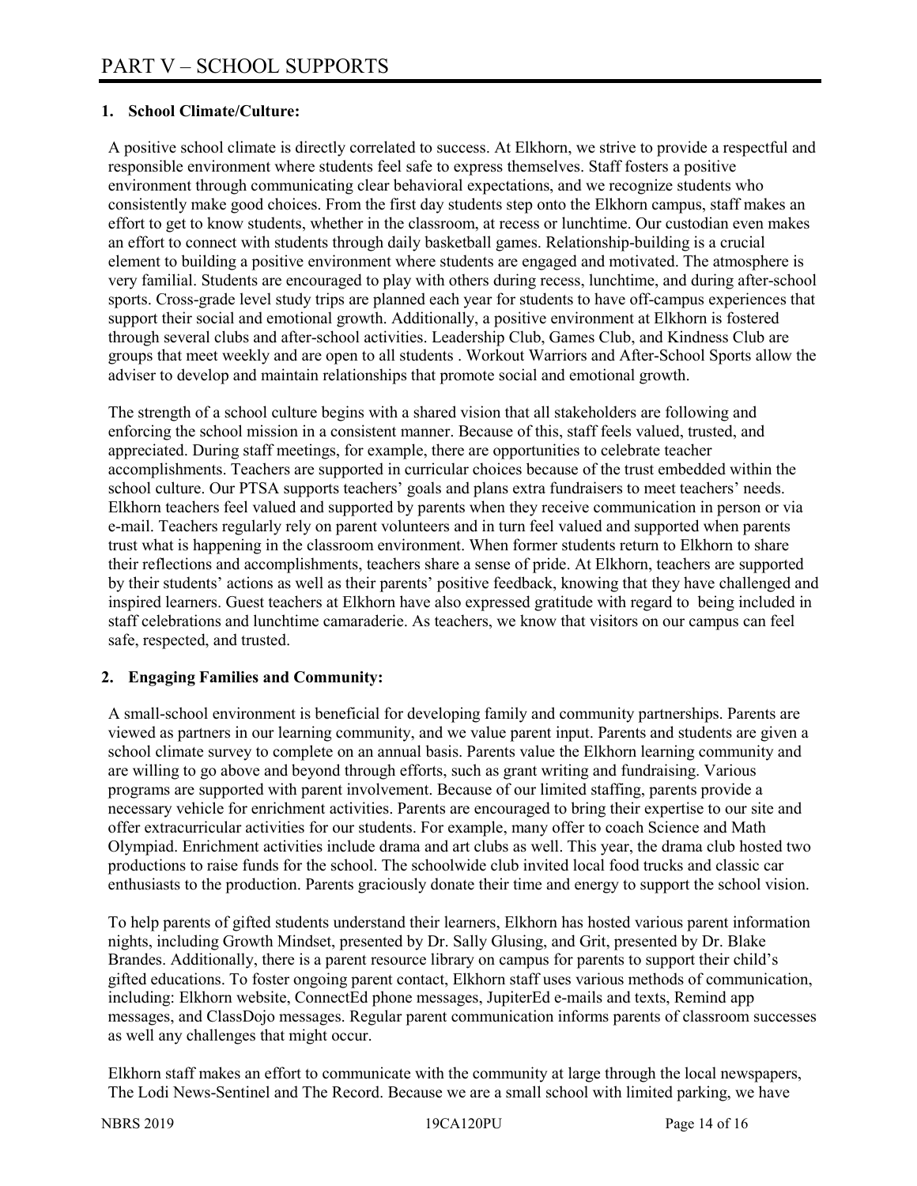# PART V – SCHOOL SUPPORTS

**1. School Climate/Culture:**

A positive school climate is directly correlated to success. At Elkhorn, we strive to provide a respectful and responsible environment where students feel safe to express themselves. Staff fosters a positive environment through communicating clear behavioral expectations, and we recognize students who consistently make good choices. From the first day students step onto the Elkhorn campus, staff makes an effort to get to know students, whether in the classroom, at recess or lunchtime. Our custodian even makes an effort to connect with students through daily basketball games. Relationship-building is a crucial element to building a positive environment where students are engaged and motivated. The atmosphere is very familial. Students are encouraged to play with others during recess, lunchtime, and during after-school sports. Cross-grade level study trips are planned each year for students to have off-campus experiences that support their social and emotional growth. Additionally, a positive environment at Elkhorn is fostered through several clubs and after-school activities. Leadership Club, Games Club, and Kindness Club are groups that meet weekly and are open to all students . Workout Warriors and After-School Sports allow the adviser to develop and maintain relationships that promote social and emotional growth.

The strength of a school culture begins with a shared vision that all stakeholders are following and enforcing the school mission in a consistent manner. Because of this, staff feels valued, trusted, and appreciated. During staff meetings, for example, there are opportunities to celebrate teacher accomplishments. Teachers are supported in curricular choices because of the trust embedded within the school culture. Our PTSA supports teachers' goals and plans extra fundraisers to meet teachers' needs. Elkhorn teachers feel valued and supported by parents when they receive communication in person or via e-mail. Teachers regularly rely on parent volunteers and in turn feel valued and supported when parents trust what is happening in the classroom environment. When former students return to Elkhorn to share their reflections and accomplishments, teachers share a sense of pride. At Elkhorn, teachers are supported by their students' actions as well as their parents' positive feedback, knowing that they have challenged and inspired learners. Guest teachers at Elkhorn have also expressed gratitude with regard to being included in staff celebrations and lunchtime camaraderie. As teachers, we know that visitors on our campus can feel safe, respected, and trusted.

**2. Engaging Families and Community:**

A small-school environment is beneficial for developing family and community partnerships. Parents are viewed as partners in our learning community, and we value parent input. Parents and students are given a school climate survey to complete on an annual basis. Parents value the Elkhorn learning community and are willing to go above and beyond through efforts, such as grant writing and fundraising. Various programs are supported with parent involvement. Because of our limited staffing, parents provide a necessary vehicle for enrichment activities. Parents are encouraged to bring their expertise to our site and offer extracurricular activities for our students. For example, many offer to coach Science and Math Olympiad. Enrichment activities include drama and art clubs as well. This year, the drama club hosted two productions to raise funds for the school. The schoolwide club invited local food trucks and classic car enthusiasts to the production. Parents graciously donate their time and energy to support the school vision.

To help parents of gifted students understand their learners, Elkhorn has hosted various parent information nights, including Growth Mindset, presented by Dr. Sally Glusing, and Grit, presented by Dr. Blake Brandes. Additionally, there is a parent resource library on campus for parents to support their child's gifted educations. To foster ongoing parent contact, Elkhorn staff uses various methods of communication, including: Elkhorn website, ConnectEd phone messages, JupiterEd e-mails and texts, Remind app messages, and ClassDojo messages. Regular parent communication informs parents of classroom successes as well any challenges that might occur.

Elkhorn staff makes an effort to communicate with the community at large through the local newspapers, The Lodi News-Sentinel and The Record. Because we are a small school with limited parking, we have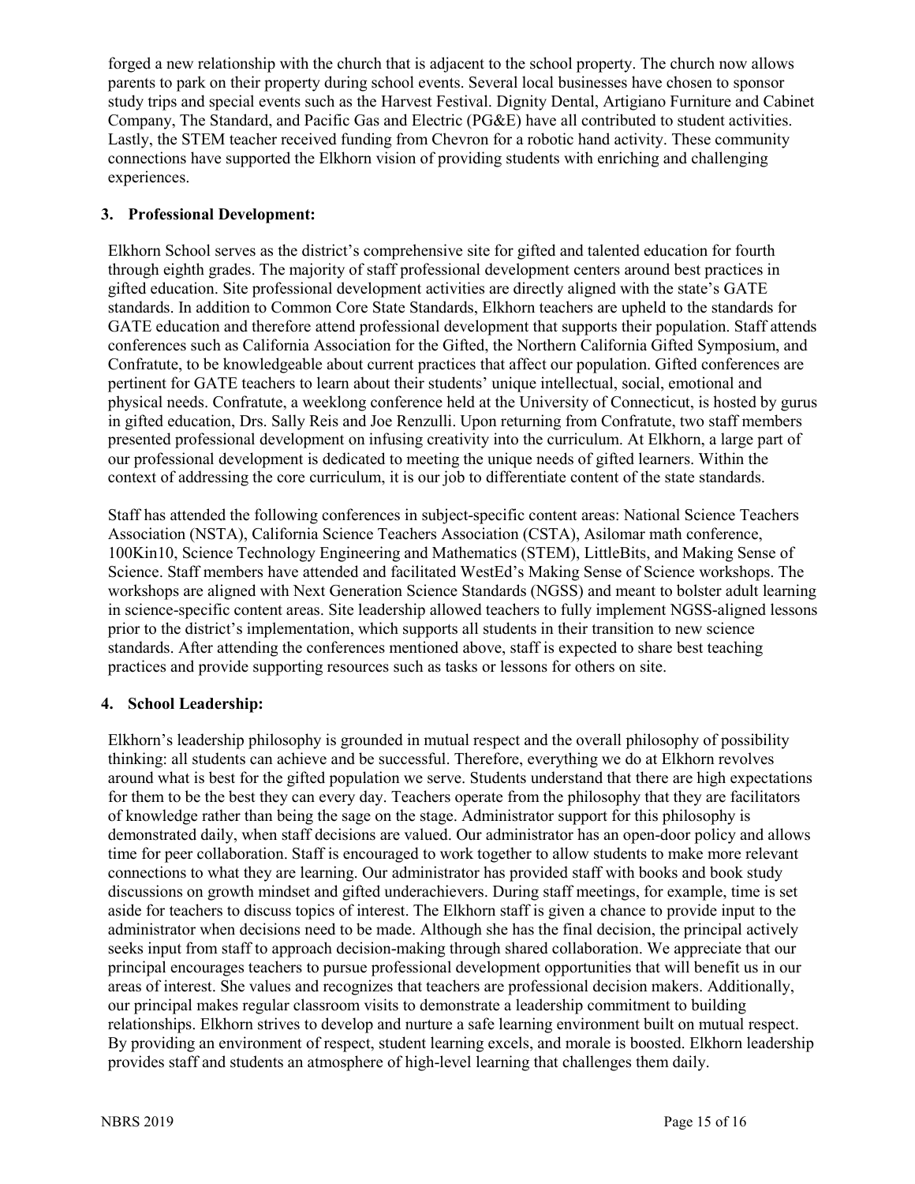forged a new relationship with the church that is adjacent to the school property. The church now allows parents to park on their property during school events. Several local businesses have chosen to sponsor study trips and special events such as the Harvest Festival. Dignity Dental, Artigiano Furniture and Cabinet Company, The Standard, and Pacific Gas and Electric (PG&E) have all contributed to student activities. Lastly, the STEM teacher received funding from Chevron for a robotic hand activity. These community connections have supported the Elkhorn vision of providing students with enriching and challenging experiences.

## 3. Professional Development:

Elkhorn School serves as the district's comprehensive site for gifted and talented education for fourth through eighth grades. The majority of staff professional development centers around best practices in gifted education. Site professional development activities are directly aligned with the state's GATE standards. In addition to Common Core State Standards, Elkhorn teachers are upheld to the standards for GATE education and therefore attend professional development that supports their population. Staff attends conferences such as California Association for the Gifted, the Northern California Gifted Symposium, and Confratute, to be knowledgeable about current practices that affect our population. Gifted conferences are pertinent for GATE teachers to learn about their students' unique intellectual, social, emotional and physical needs. Confratute, a weeklong conference held at the University of Connecticut, is hosted by gurus in gifted education, Drs. Sally Reis and Joe Renzulli. Upon returning from Confratute, two staff members presented professional development on infusing creativity into the curriculum. At Elkhorn, a large part of our professional development is dedicated to meeting the unique needs of gifted learners. Within the context of addressing the core curriculum, it is our job to differentiate content of the state standards.

Staff has attended the following conferences in subject-specific content areas: National Science Teachers Association (NSTA), California Science Teachers Association (CSTA), Asilomar math conference, 100Kin10, Science Technology Engineering and Mathematics (STEM), LittleBits, and Making Sense of Science. Staff members have attended and facilitated WestEd's Making Sense of Science workshops. The workshops are aligned with Next Generation Science Standards (NGSS) and meant to bolster adult learning in science-specific content areas. Site leadership allowed teachers to fully implement NGSS-aligned lessons prior to the district's implementation, which supports all students in their transition to new science standards. After attending the conferences mentioned above, staff is expected to share best teaching practices and provide supporting resources such as tasks or lessons for others on site.

## 4. School Leadership:

Elkhorn's leadership philosophy is grounded in mutual respect and the overall philosophy of possibility thinking: all students can achieve and be successful. Therefore, everything we do at Elkhorn revolves around what is best for the gifted population we serve. Students understand that there are high expectations for them to be the best they can every day. Teachers operate from the philosophy that they are facilitators of knowledge rather than being the sage on the stage. Administrator support for this philosophy is demonstrated daily, when staff decisions are valued. Our administrator has an open-door policy and allows time for peer collaboration. Staff is encouraged to work together to allow students to make more relevant connections to what they are learning. Our administrator has provided staff with books and book study discussions on growth mindset and gifted underachievers. During staff meetings, for example, time is set aside for teachers to discuss topics of interest. The Elkhorn staff is given a chance to provide input to the administrator when decisions need to be made. Although she has the final decision, the principal actively seeks input from staff to approach decision-making through shared collaboration. We appreciate that our principal encourages teachers to pursue professional development opportunities that will benefit us in our areas of interest. She values and recognizes that teachers are professional decision makers. Additionally, our principal makes regular classroom visits to demonstrate a leadership commitment to building relationships. Elkhorn strives to develop and nurture a safe learning environment built on mutual respect. By providing an environment of respect, student learning excels, and morale is boosted. Elkhorn leadership provides staff and students an atmosphere of high-level learning that challenges them daily.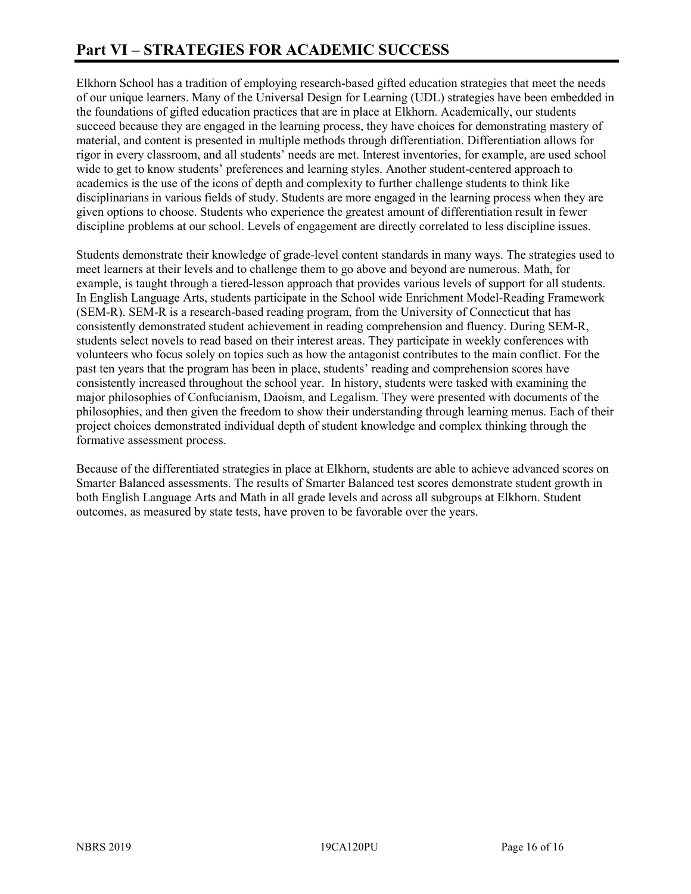# Part VI – STRATEGIES FOR ACADEMIC SUCCESS

Elkhorn School has a tradition of employing research-based gifted education strategies that meet the needs of our unique learners. Many of the Universal Design for Learning (UDL) strategies have been embedded in the foundations of gifted education practices that are in place at Elkhorn. Academically, our students succeed because they are engaged in the learning process, they have choices for demonstrating mastery of material, and content is presented in multiple methods through differentiation. Differentiation allows for rigor in every classroom, and all students' needs are met. Interest inventories, for example, are used school wide to get to know students' preferences and learning styles. Another student-centered approach to academics is the use of the icons of depth and complexity to further challenge students to think like disciplinarians in various fields of study. Students are more engaged in the learning process when they are given options to choose. Students who experience the greatest amount of differentiation result in fewer discipline problems at our school. Levels of engagement are directly correlated to less discipline issues.

Students demonstrate their knowledge of grade-level content standards in many ways. The strategies used to meet learners at their levels and to challenge them to go above and beyond are numerous. Math, for example, is taught through a tiered-lesson approach that provides various levels of support for all students. In English Language Arts, students participate in the School wide Enrichment Model-Reading Framework (SEM-R). SEM-R is a research-based reading program, from the University of Connecticut that has consistently demonstrated student achievement in reading comprehension and fluency. During SEM-R, students select novels to read based on their interest areas. They participate in weekly conferences with volunteers who focus solely on topics such as how the antagonist contributes to the main conflict. For the past ten years that the program has been in place, students' reading and comprehension scores have consistently increased throughout the school year. In history, students were tasked with examining the major philosophies of Confucianism, Daoism, and Legalism. They were presented with documents of the philosophies, and then given the freedom to show their understanding through learning menus. Each of their project choices demonstrated individual depth of student knowledge and complex thinking through the formative assessment process.

Because of the differentiated strategies in place at Elkhorn, students are able to achieve advanced scores on Smarter Balanced assessments. The results of Smarter Balanced test scores demonstrate student growth in both English Language Arts and Math in all grade levels and across all subgroups at Elkhorn. Student outcomes, as measured by state tests, have proven to be favorable over the years.